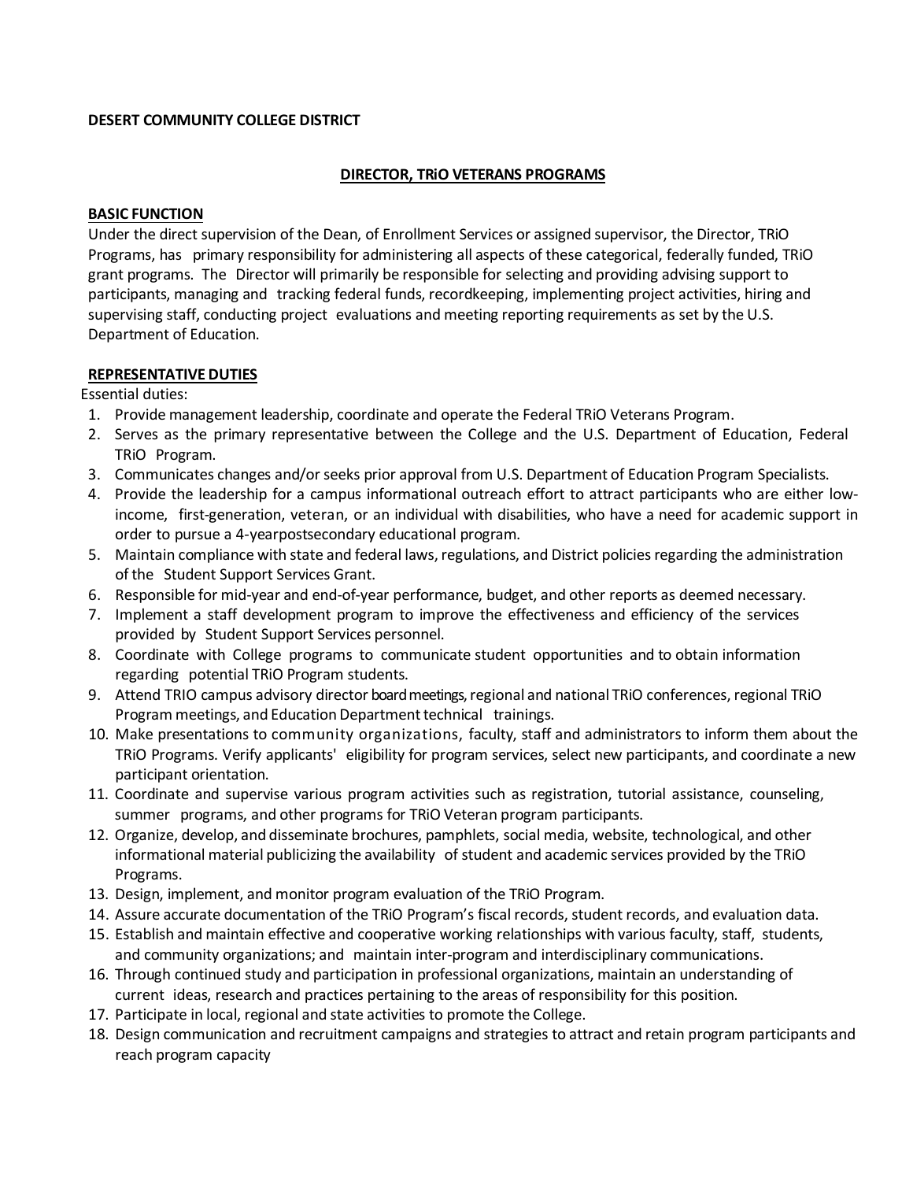**DESERT COMMUNITY COLLEGE DISTRICT**

## DIRECTOR, TRiO VETERANS PROGRAMS

### BASIC FUNCTION

Under the direct supervision of the Dean, of Enrollment Services or assigned supervisor, the Director, TRiO Programs, has primary responsibility for administering all aspects of these categorical, federally funded, TRiO grant programs. The Director will primarily be responsible for selecting and providing advising support to participants, managing and tracking federal funds, recordkeeping, implementing project activities, hiring and supervising staff, conducting project evaluations and meeting reporting requirements as set by the U.S. Department of Education.

### REPRESENTATIVE DUTIES

Essential duties:

1. Provide management leadership, coordinate and operate the Federal TRiO Veterans Program.
2. Serves as the primary representative between the College and the U.S. Department of Education, Federal TRiO Program.
3. Communicates changes and/or seeks prior approval from U.S. Department of Education Program Specialists.
4. Provide the leadership for a campus informational outreach effort to attract participants who are either low-income, first-generation, veteran, or an individual with disabilities, who have a need for academic support in order to pursue a 4-yearpostsecondary educational program.
5. Maintain compliance with state and federal laws, regulations, and District policies regarding the administration of the Student Support Services Grant.
6. Responsible for mid-year and end-of-year performance, budget, and other reports as deemed necessary.
7. Implement a staff development program to improve the effectiveness and efficiency of the services provided by Student Support Services personnel.
8. Coordinate with College programs to communicate student opportunities and to obtain information regarding potential TRiO Program students.
9. Attend TRIO campus advisory director board meetings, regional and national TRiO conferences, regional TRiO Program meetings, and Education Department technical trainings.
10. Make presentations to community organizations, faculty, staff and administrators to inform them about the TRiO Programs. Verify applicants' eligibility for program services, select new participants, and coordinate a new participant orientation.
11. Coordinate and supervise various program activities such as registration, tutorial assistance, counseling, summer programs, and other programs for TRiO Veteran program participants.
12. Organize, develop, and disseminate brochures, pamphlets, social media, website, technological, and other informational material publicizing the availability of student and academic services provided by the TRiO Programs.
13. Design, implement, and monitor program evaluation of the TRiO Program.
14. Assure accurate documentation of the TRiO Program's fiscal records, student records, and evaluation data.
15. Establish and maintain effective and cooperative working relationships with various faculty, staff, students, and community organizations; and maintain inter-program and interdisciplinary communications.
16. Through continued study and participation in professional organizations, maintain an understanding of current ideas, research and practices pertaining to the areas of responsibility for this position.
17. Participate in local, regional and state activities to promote the College.
18. Design communication and recruitment campaigns and strategies to attract and retain program participants and reach program capacity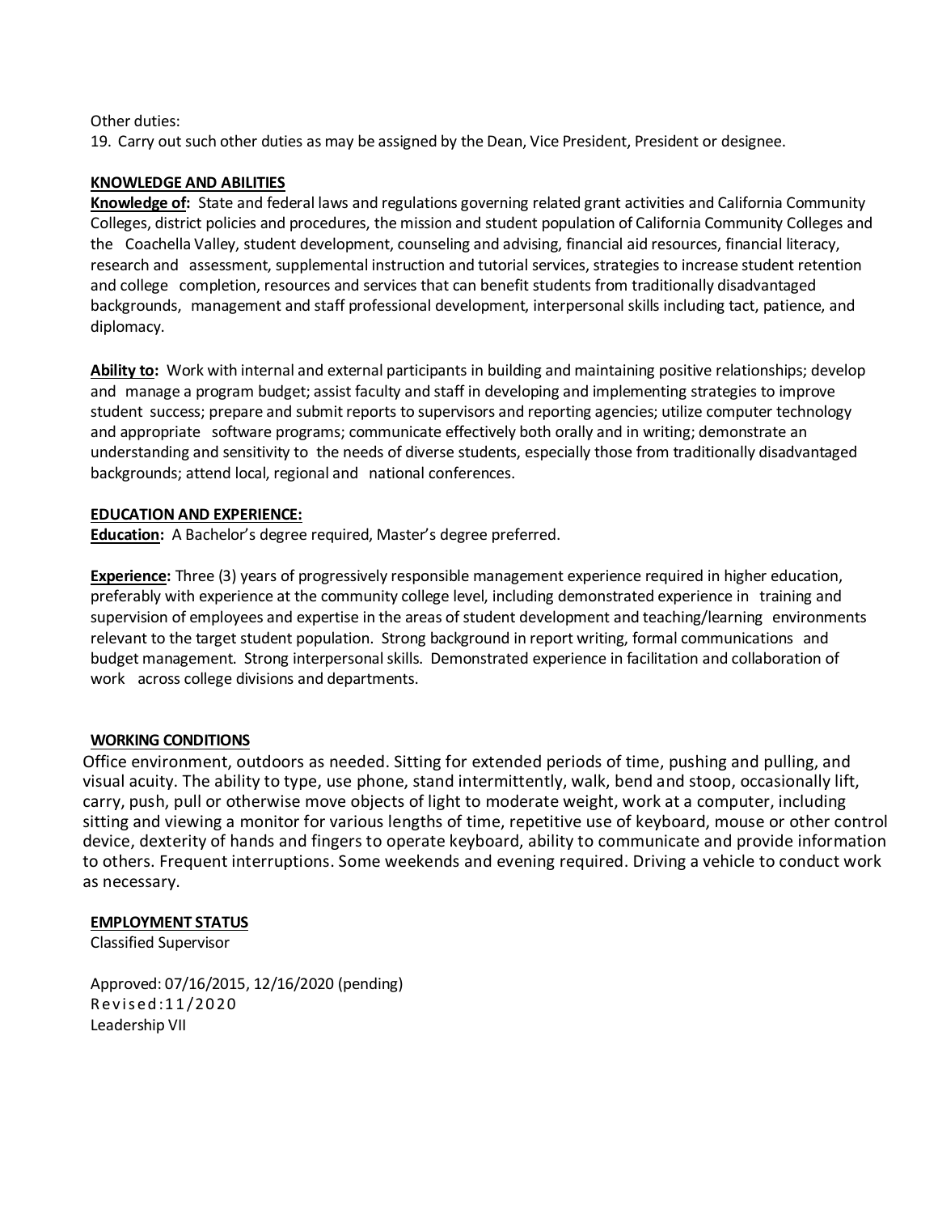Other duties:

19. Carry out such other duties as may be assigned by the Dean, Vice President, President or designee.

## KNOWLEDGE AND ABILITIES

**Knowledge of:** State and federal laws and regulations governing related grant activities and California Community Colleges, district policies and procedures, the mission and student population of California Community Colleges and the Coachella Valley, student development, counseling and advising, financial aid resources, financial literacy, research and assessment, supplemental instruction and tutorial services, strategies to increase student retention and college completion, resources and services that can benefit students from traditionally disadvantaged backgrounds, management and staff professional development, interpersonal skills including tact, patience, and diplomacy.

**Ability to:** Work with internal and external participants in building and maintaining positive relationships; develop and manage a program budget; assist faculty and staff in developing and implementing strategies to improve student success; prepare and submit reports to supervisors and reporting agencies; utilize computer technology and appropriate software programs; communicate effectively both orally and in writing; demonstrate an understanding and sensitivity to the needs of diverse students, especially those from traditionally disadvantaged backgrounds; attend local, regional and national conferences.

## EDUCATION AND EXPERIENCE:

**Education:** A Bachelor's degree required, Master's degree preferred.

**Experience:** Three (3) years of progressively responsible management experience required in higher education, preferably with experience at the community college level, including demonstrated experience in training and supervision of employees and expertise in the areas of student development and teaching/learning environments relevant to the target student population. Strong background in report writing, formal communications and budget management. Strong interpersonal skills. Demonstrated experience in facilitation and collaboration of work across college divisions and departments.

## WORKING CONDITIONS

Office environment, outdoors as needed. Sitting for extended periods of time, pushing and pulling, and visual acuity. The ability to type, use phone, stand intermittently, walk, bend and stoop, occasionally lift, carry, push, pull or otherwise move objects of light to moderate weight, work at a computer, including sitting and viewing a monitor for various lengths of time, repetitive use of keyboard, mouse or other control device, dexterity of hands and fingers to operate keyboard, ability to communicate and provide information to others. Frequent interruptions. Some weekends and evening required. Driving a vehicle to conduct work as necessary.

## EMPLOYMENT STATUS

Classified Supervisor

Approved: 07/16/2015, 12/16/2020 (pending)
Revised:11/2020
Leadership VII